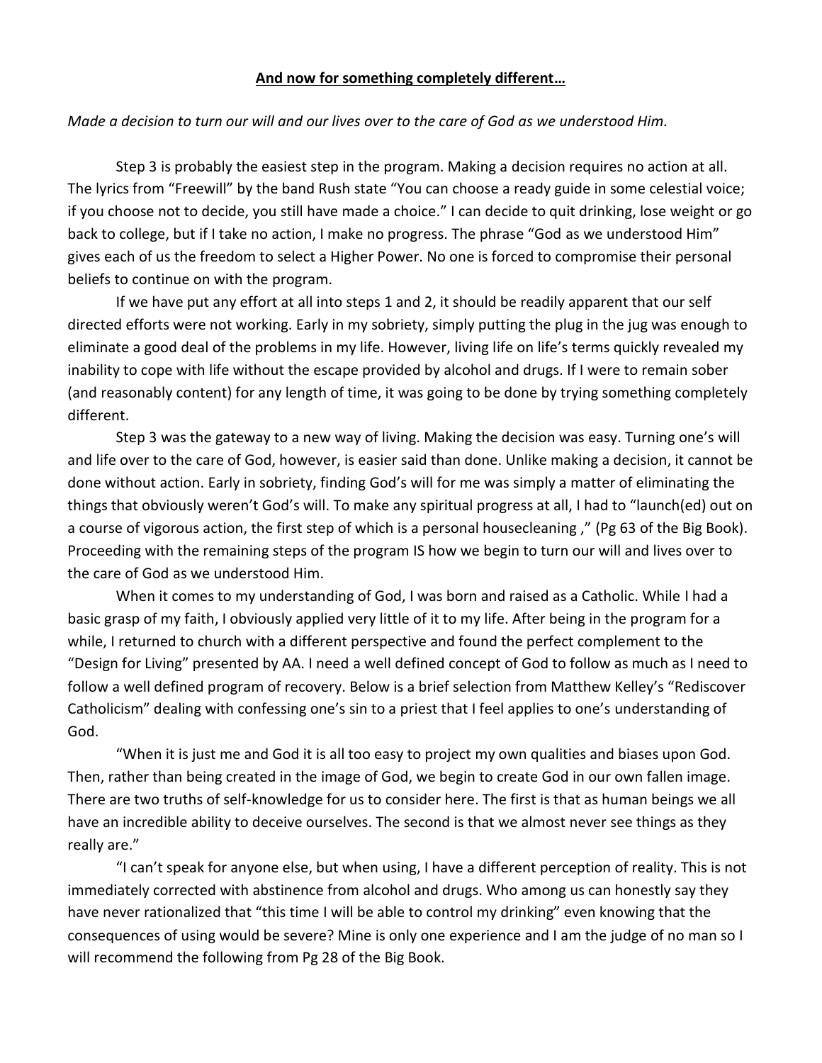**And now for something completely different…**

*Made a decision to turn our will and our lives over to the care of God as we understood Him.*

Step 3 is probably the easiest step in the program. Making a decision requires no action at all. The lyrics from "Freewill" by the band Rush state "You can choose a ready guide in some celestial voice; if you choose not to decide, you still have made a choice." I can decide to quit drinking, lose weight or go back to college, but if I take no action, I make no progress. The phrase "God as we understood Him" gives each of us the freedom to select a Higher Power. No one is forced to compromise their personal beliefs to continue on with the program.

If we have put any effort at all into steps 1 and 2, it should be readily apparent that our self directed efforts were not working. Early in my sobriety, simply putting the plug in the jug was enough to eliminate a good deal of the problems in my life. However, living life on life's terms quickly revealed my inability to cope with life without the escape provided by alcohol and drugs. If I were to remain sober (and reasonably content) for any length of time, it was going to be done by trying something completely different.

Step 3 was the gateway to a new way of living. Making the decision was easy. Turning one's will and life over to the care of God, however, is easier said than done. Unlike making a decision, it cannot be done without action. Early in sobriety, finding God's will for me was simply a matter of eliminating the things that obviously weren't God's will. To make any spiritual progress at all, I had to "launch(ed) out on a course of vigorous action, the first step of which is a personal housecleaning ," (Pg 63 of the Big Book). Proceeding with the remaining steps of the program IS how we begin to turn our will and lives over to the care of God as we understood Him.

When it comes to my understanding of God, I was born and raised as a Catholic. While I had a basic grasp of my faith, I obviously applied very little of it to my life. After being in the program for a while, I returned to church with a different perspective and found the perfect complement to the "Design for Living" presented by AA. I need a well defined concept of God to follow as much as I need to follow a well defined program of recovery. Below is a brief selection from Matthew Kelley's "Rediscover Catholicism" dealing with confessing one's sin to a priest that I feel applies to one's understanding of God.

"When it is just me and God it is all too easy to project my own qualities and biases upon God. Then, rather than being created in the image of God, we begin to create God in our own fallen image. There are two truths of self-knowledge for us to consider here. The first is that as human beings we all have an incredible ability to deceive ourselves. The second is that we almost never see things as they really are."

"I can't speak for anyone else, but when using, I have a different perception of reality. This is not immediately corrected with abstinence from alcohol and drugs. Who among us can honestly say they have never rationalized that "this time I will be able to control my drinking" even knowing that the consequences of using would be severe? Mine is only one experience and I am the judge of no man so I will recommend the following from Pg 28 of the Big Book.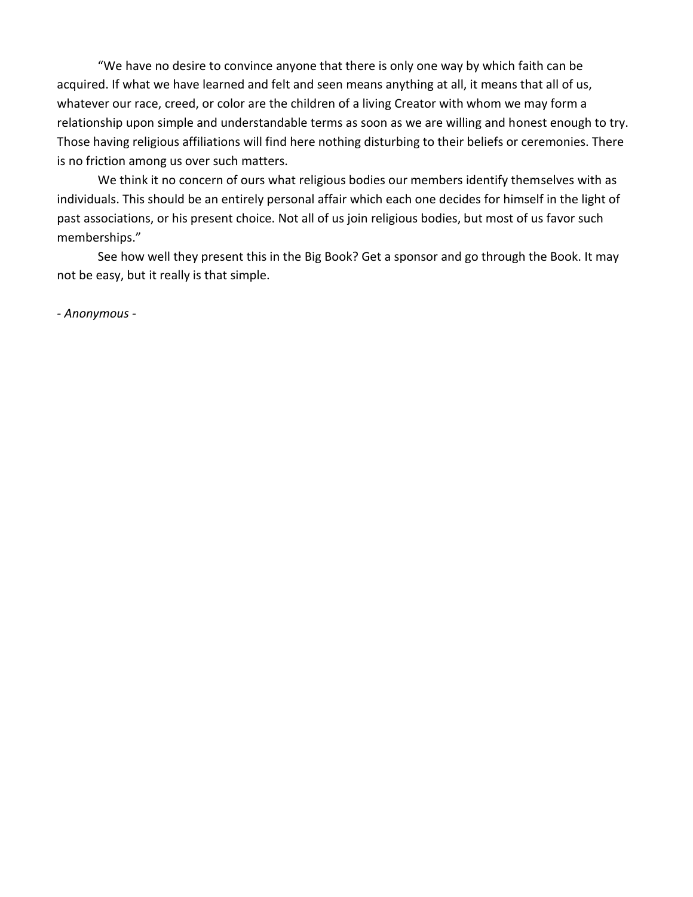"We have no desire to convince anyone that there is only one way by which faith can be acquired. If what we have learned and felt and seen means anything at all, it means that all of us, whatever our race, creed, or color are the children of a living Creator with whom we may form a relationship upon simple and understandable terms as soon as we are willing and honest enough to try. Those having religious affiliations will find here nothing disturbing to their beliefs or ceremonies. There is no friction among us over such matters.

We think it no concern of ours what religious bodies our members identify themselves with as individuals. This should be an entirely personal affair which each one decides for himself in the light of past associations, or his present choice. Not all of us join religious bodies, but most of us favor such memberships."

See how well they present this in the Big Book? Get a sponsor and go through the Book. It may not be easy, but it really is that simple.

*- Anonymous -*